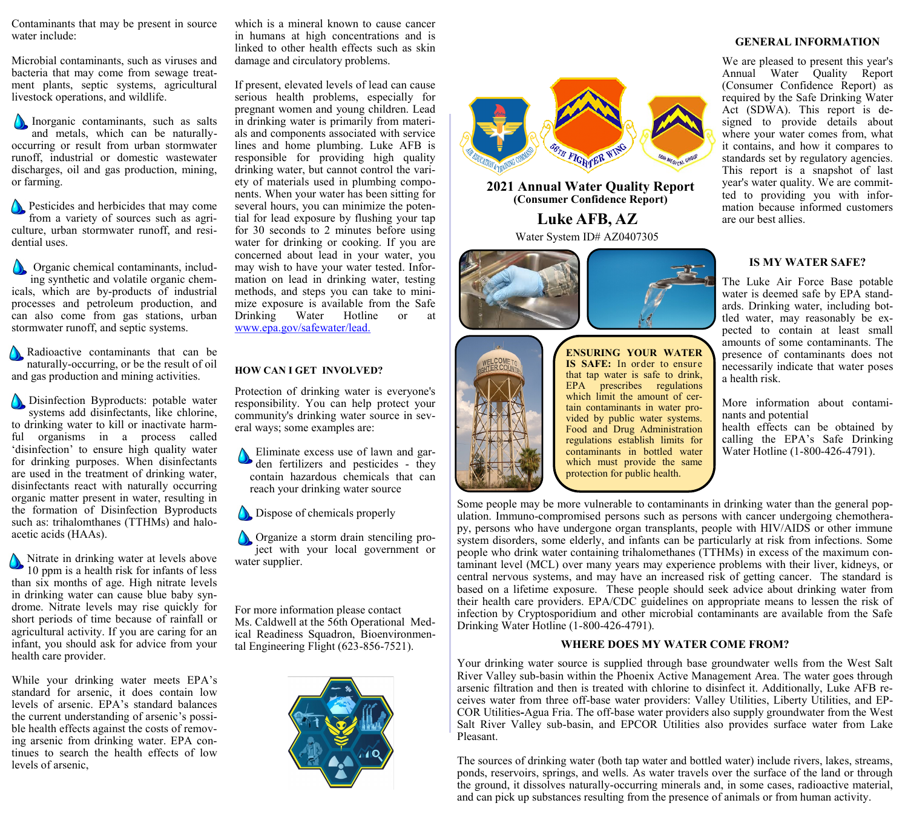Contaminants that may be present in source water include:

Microbial contaminants, such as viruses and bacteria that may come from sewage treatment plants, septic systems, agricultural livestock operations, and wildlife.

- Inorganic contaminants, such as salts and metals, which can be naturally-occurring or result from urban stormwater runoff, industrial or domestic wastewater discharges, oil and gas production, mining, or farming.

- Pesticides and herbicides that may come from a variety of sources such as agriculture, urban stormwater runoff, and residential uses.

- Organic chemical contaminants, including synthetic and volatile organic chemicals, which are by-products of industrial processes and petroleum production, and can also come from gas stations, urban stormwater runoff, and septic systems.

- Radioactive contaminants that can be naturally-occurring, or be the result of oil and gas production and mining activities.

- Disinfection Byproducts: potable water systems add disinfectants, like chlorine, to drinking water to kill or inactivate harmful organisms in a process called 'disinfection' to ensure high quality water for drinking purposes. When disinfectants are used in the treatment of drinking water, disinfectants react with naturally occurring organic matter present in water, resulting in the formation of Disinfection Byproducts such as: trihalomethanes (TTHMs) and haloacetic acids (HAAs).

- Nitrate in drinking water at levels above 10 ppm is a health risk for infants of less than six months of age. High nitrate levels in drinking water can cause blue baby syndrome. Nitrate levels may rise quickly for short periods of time because of rainfall or agricultural activity. If you are caring for an infant, you should ask for advice from your health care provider.

While your drinking water meets EPA's standard for arsenic, it does contain low levels of arsenic. EPA's standard balances the current understanding of arsenic's possible health effects against the costs of removing arsenic from drinking water. EPA continues to search the health effects of low levels of arsenic, which is a mineral known to cause cancer in humans at high concentrations and is linked to other health effects such as skin damage and circulatory problems.

If present, elevated levels of lead can cause serious health problems, especially for pregnant women and young children. Lead in drinking water is primarily from materials and components associated with service lines and home plumbing. Luke AFB is responsible for providing high quality drinking water, but cannot control the variety of materials used in plumbing components. When your water has been sitting for several hours, you can minimize the potential for lead exposure by flushing your tap for 30 seconds to 2 minutes before using water for drinking or cooking. If you are concerned about lead in your water, you may wish to have your water tested. Information on lead in drinking water, testing methods, and steps you can take to minimize exposure is available from the Safe Drinking Water Hotline or at www.epa.gov/safewater/lead.

### HOW CAN I GET INVOLVED?

Protection of drinking water is everyone's responsibility. You can help protect your community's drinking water source in several ways; some examples are:

- Eliminate excess use of lawn and garden fertilizers and pesticides - they contain hazardous chemicals that can reach your drinking water source
- Dispose of chemicals properly
- Organize a storm drain stenciling project with your local government or water supplier.

For more information please contact Ms. Caldwell at the 56th Operational Medical Readiness Squadron, Bioenvironmental Engineering Flight (623-856-7521).

# 2021 Annual Water Quality Report
## (Consumer Confidence Report)
## Luke AFB, AZ

Water System ID# AZ0407305

**ENSURING YOUR WATER IS SAFE:** In order to ensure that tap water is safe to drink, EPA prescribes regulations which limit the amount of certain contaminants in water provided by public water systems. Food and Drug Administration regulations establish limits for contaminants in bottled water which must provide the same protection for public health.

### GENERAL INFORMATION

We are pleased to present this year's Annual Water Quality Report (Consumer Confidence Report) as required by the Safe Drinking Water Act (SDWA). This report is designed to provide details about where your water comes from, what it contains, and how it compares to standards set by regulatory agencies. This report is a snapshot of last year's water quality. We are committed to providing you with information because informed customers are our best allies.

### IS MY WATER SAFE?

The Luke Air Force Base potable water is deemed safe by EPA standards. Drinking water, including bottled water, may reasonably be expected to contain at least small amounts of some contaminants. The presence of contaminants does not necessarily indicate that water poses a health risk.

More information about contaminants and potential health effects can be obtained by calling the EPA's Safe Drinking Water Hotline (1-800-426-4791).

Some people may be more vulnerable to contaminants in drinking water than the general population. Immuno-compromised persons such as persons with cancer undergoing chemotherapy, persons who have undergone organ transplants, people with HIV/AIDS or other immune system disorders, some elderly, and infants can be particularly at risk from infections. Some people who drink water containing trihalomethanes (TTHMs) in excess of the maximum contaminant level (MCL) over many years may experience problems with their liver, kidneys, or central nervous systems, and may have an increased risk of getting cancer. The standard is based on a lifetime exposure. These people should seek advice about drinking water from their health care providers. EPA/CDC guidelines on appropriate means to lessen the risk of infection by Cryptosporidium and other microbial contaminants are available from the Safe Drinking Water Hotline (1-800-426-4791).

### WHERE DOES MY WATER COME FROM?

Your drinking water source is supplied through base groundwater wells from the West Salt River Valley sub-basin within the Phoenix Active Management Area. The water goes through arsenic filtration and then is treated with chlorine to disinfect it. Additionally, Luke AFB receives water from three off-base water providers: Valley Utilities, Liberty Utilities, and EPCOR Utilities-Agua Fria. The off-base water providers also supply groundwater from the West Salt River Valley sub-basin, and EPCOR Utilities also provides surface water from Lake Pleasant.

The sources of drinking water (both tap water and bottled water) include rivers, lakes, streams, ponds, reservoirs, springs, and wells. As water travels over the surface of the land or through the ground, it dissolves naturally-occurring minerals and, in some cases, radioactive material, and can pick up substances resulting from the presence of animals or from human activity.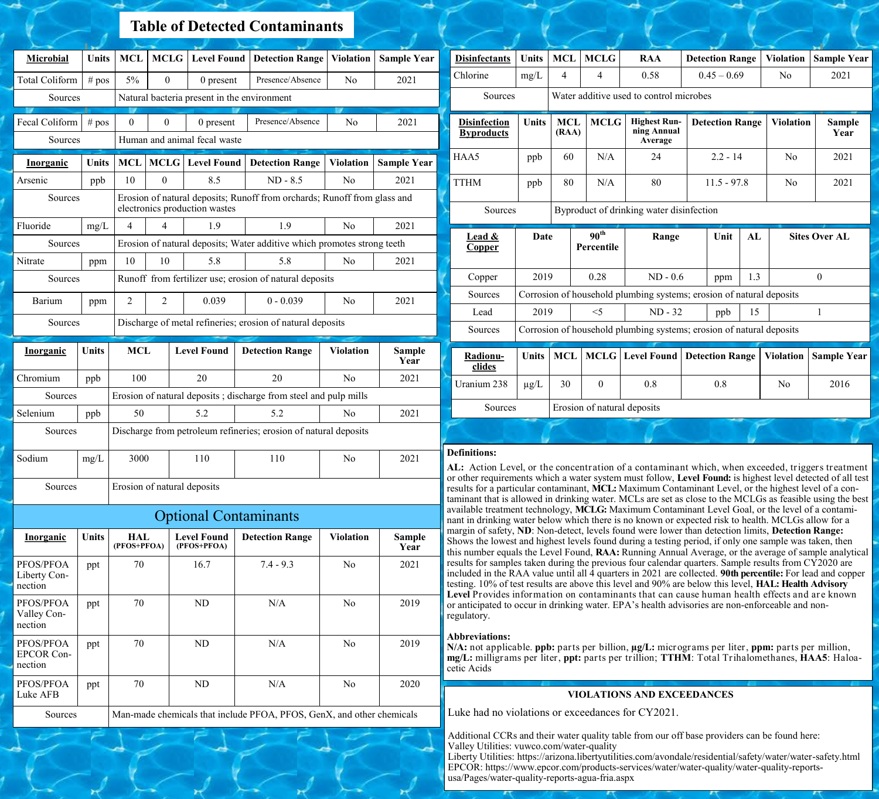# Table of Detected Contaminants

| Microbial | Units | MCL | MCLG | Level Found | Detection Range | Violation | Sample Year |
|---|---|---|---|---|---|---|---|
| Total Coliform | # pos | 5% | 0 | 0 present | Presence/Absence | No | 2021 |
| Sources | Natural bacteria present in the environment | | | | | | |
| Fecal Coliform | # pos | 0 | 0 | 0 present | Presence/Absence | No | 2021 |
| Sources | Human and animal fecal waste | | | | | | |

| Inorganic | Units | MCL | MCLG | Level Found | Detection Range | Violation | Sample Year |
|---|---|---|---|---|---|---|---|
| Arsenic | ppb | 10 | 0 | 8.5 | ND - 8.5 | No | 2021 |
| Sources | Erosion of natural deposits; Runoff from orchards; Runoff from glass and electronics production wastes | | | | | | |
| Fluoride | mg/L | 4 | 4 | 1.9 | 1.9 | No | 2021 |
| Sources | Erosion of natural deposits; Water additive which promotes strong teeth | | | | | | |
| Nitrate | ppm | 10 | 10 | 5.8 | 5.8 | No | 2021 |
| Sources | Runoff from fertilizer use; erosion of natural deposits | | | | | | |
| Barium | ppm | 2 | 2 | 0.039 | 0 - 0.039 | No | 2021 |
| Sources | Discharge of metal refineries; erosion of natural deposits | | | | | | |

| Inorganic | Units | MCL | Level Found | Detection Range | Violation | Sample Year |
|---|---|---|---|---|---|---|
| Chromium | ppb | 100 | 20 | 20 | No | 2021 |
| Sources | Erosion of natural deposits ; discharge from steel and pulp mills | | | | | |
| Selenium | ppb | 50 | 5.2 | 5.2 | No | 2021 |
| Sources | Discharge from petroleum refineries; erosion of natural deposits | | | | | |
| Sodium | mg/L | 3000 | 110 | 110 | No | 2021 |
| Sources | Erosion of natural deposits | | | | | |

## Optional Contaminants

| Inorganic | Units | HAL (PFOS+PFOA) | Level Found (PFOS+PFOA) | Detection Range | Violation | Sample Year |
|---|---|---|---|---|---|---|
| PFOS/PFOA Liberty Connection | ppt | 70 | 16.7 | 7.4 - 9.3 | No | 2021 |
| PFOS/PFOA Valley Connection | ppt | 70 | ND | N/A | No | 2019 |
| PFOS/PFOA EPCOR Connection | ppt | 70 | ND | N/A | No | 2019 |
| PFOS/PFOA Luke AFB | ppt | 70 | ND | N/A | No | 2020 |
| Sources | Man-made chemicals that include PFOA, PFOS, GenX, and other chemicals | | | | | |

| Disinfectants | Units | MCL | MCLG | RAA | Detection Range | Violation | Sample Year |
|---|---|---|---|---|---|---|---|
| Chlorine | mg/L | 4 | 4 | 0.58 | 0.45 – 0.69 | No | 2021 |
| Sources | Water additive used to control microbes | | | | | | |

| Disinfection Byproducts | Units | MCL (RAA) | MCLG | Highest Running Annual Average | Detection Range | Violation | Sample Year |
|---|---|---|---|---|---|---|---|
| HAA5 | ppb | 60 | N/A | 24 | 2.2 - 14 | No | 2021 |
| TTHM | ppb | 80 | N/A | 80 | 11.5 - 97.8 | No | 2021 |
| Sources | Byproduct of drinking water disinfection | | | | | | |

| Lead & Copper | Date | 90th Percentile | Range | Unit | AL | Sites Over AL |
|---|---|---|---|---|---|---|
| Copper | 2019 | 0.28 | ND - 0.6 | ppm | 1.3 | 0 |
| Sources | Corrosion of household plumbing systems; erosion of natural deposits | | | | | |
| Lead | 2019 | <5 | ND - 32 | ppb | 15 | 1 |
| Sources | Corrosion of household plumbing systems; erosion of natural deposits | | | | | |

| Radionuclides | Units | MCL | MCLG | Level Found | Detection Range | Violation | Sample Year |
|---|---|---|---|---|---|---|---|
| Uranium 238 | μg/L | 30 | 0 | 0.8 | 0.8 | No | 2016 |
| Sources | Erosion of natural deposits | | | | | | |

**Definitions:**

**AL:** Action Level, or the concentration of a contaminant which, when exceeded, triggers treatment or other requirements which a water system must follow, **Level Found:** is highest level detected of all test results for a particular contaminant, **MCL:** Maximum Contaminant Level, or the highest level of a contaminant that is allowed in drinking water. MCLs are set as close to the MCLGs as feasible using the best available treatment technology, **MCLG:** Maximum Contaminant Level Goal, or the level of a contaminant in drinking water below which there is no known or expected risk to health. MCLGs allow for a margin of safety, **ND**: Non-detect, levels found were lower than detection limits, **Detection Range:** Shows the lowest and highest levels found during a testing period, if only one sample was taken, then this number equals the Level Found, **RAA:** Running Annual Average, or the average of sample analytical results for samples taken during the previous four calendar quarters. Sample results from CY2020 are included in the RAA value until all 4 quarters in 2021 are collected. **90th percentile:** For lead and copper testing. 10% of test results are above this level and 90% are below this level, **HAL: Health Advisory Level** Provides information on contaminants that can cause human health effects and are known or anticipated to occur in drinking water. EPA's health advisories are non-enforceable and non-regulatory.

**Abbreviations:**

**N/A:** not applicable. **ppb:** parts per billion, **μg/L:** micrograms per liter, **ppm:** parts per million, **mg/L:** milligrams per liter, **ppt:** parts per trillion; **TTHM**: Total Trihalomethanes, **HAA5**: Haloacetic Acids

**VIOLATIONS AND EXCEEDANCES**

Luke had no violations or exceedances for CY2021.

Additional CCRs and their water quality table from our off base providers can be found here:
Valley Utilities: vuwco.com/water-quality
Liberty Utilities: https://arizona.libertyutilities.com/avondale/residential/safety/water/water-safety.html
EPCOR: https://www.epcor.com/products-services/water/water-quality/water-quality-reports-usa/Pages/water-quality-reports-agua-fria.aspx